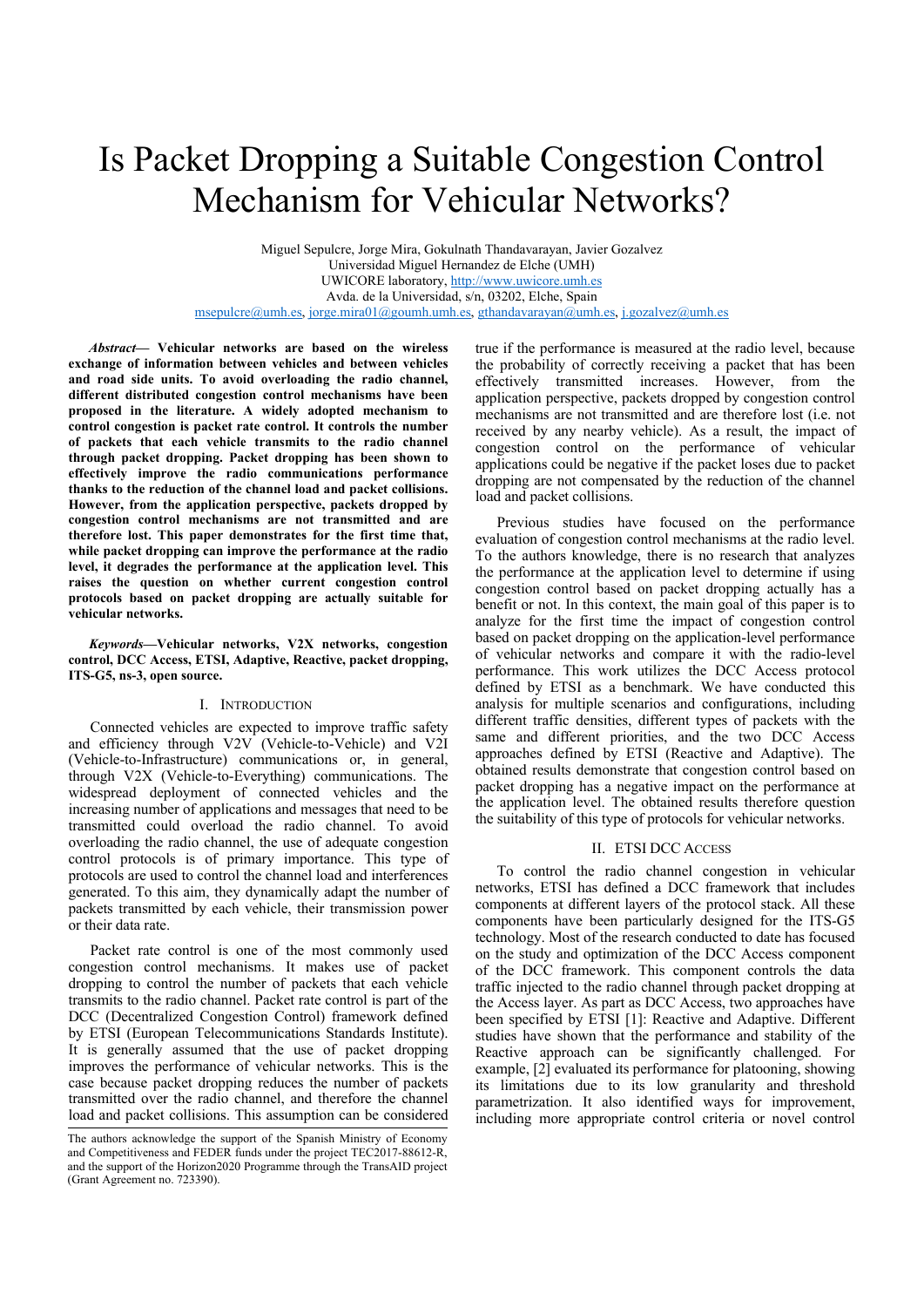# Is Packet Dropping a Suitable Congestion Control Mechanism for Vehicular Networks?

Miguel Sepulcre, Jorge Mira, Gokulnath Thandavarayan, Javier Gozalvez
Universidad Miguel Hernandez de Elche (UMH)
UWICORE laboratory, http://www.uwicore.umh.es
Avda. de la Universidad, s/n, 03202, Elche, Spain
msepulcre@umh.es, jorge.mira01@goumh.umh.es, gthandavarayan@umh.es, j.gozalvez@umh.es

***Abstract*— Vehicular networks are based on the wireless exchange of information between vehicles and between vehicles and road side units. To avoid overloading the radio channel, different distributed congestion control mechanisms have been proposed in the literature. A widely adopted mechanism to control congestion is packet rate control. It controls the number of packets that each vehicle transmits to the radio channel through packet dropping. Packet dropping has been shown to effectively improve the radio communications performance thanks to the reduction of the channel load and packet collisions. However, from the application perspective, packets dropped by congestion control mechanisms are not transmitted and are therefore lost. This paper demonstrates for the first time that, while packet dropping can improve the performance at the radio level, it degrades the performance at the application level. This raises the question on whether current congestion control protocols based on packet dropping are actually suitable for vehicular networks.**

***Keywords*—Vehicular networks, V2X networks, congestion control, DCC Access, ETSI, Adaptive, Reactive, packet dropping, ITS-G5, ns-3, open source.**

## I. Introduction

Connected vehicles are expected to improve traffic safety and efficiency through V2V (Vehicle-to-Vehicle) and V2I (Vehicle-to-Infrastructure) communications or, in general, through V2X (Vehicle-to-Everything) communications. The widespread deployment of connected vehicles and the increasing number of applications and messages that need to be transmitted could overload the radio channel. To avoid overloading the radio channel, the use of adequate congestion control protocols is of primary importance. This type of protocols are used to control the channel load and interferences generated. To this aim, they dynamically adapt the number of packets transmitted by each vehicle, their transmission power or their data rate.

Packet rate control is one of the most commonly used congestion control mechanisms. It makes use of packet dropping to control the number of packets that each vehicle transmits to the radio channel. Packet rate control is part of the DCC (Decentralized Congestion Control) framework defined by ETSI (European Telecommunications Standards Institute). It is generally assumed that the use of packet dropping improves the performance of vehicular networks. This is the case because packet dropping reduces the number of packets transmitted over the radio channel, and therefore the channel load and packet collisions. This assumption can be considered true if the performance is measured at the radio level, because the probability of correctly receiving a packet that has been effectively transmitted increases. However, from the application perspective, packets dropped by congestion control mechanisms are not transmitted and are therefore lost (i.e. not received by any nearby vehicle). As a result, the impact of congestion control on the performance of vehicular applications could be negative if the packet loses due to packet dropping are not compensated by the reduction of the channel load and packet collisions.

Previous studies have focused on the performance evaluation of congestion control mechanisms at the radio level. To the authors knowledge, there is no research that analyzes the performance at the application level to determine if using congestion control based on packet dropping actually has a benefit or not. In this context, the main goal of this paper is to analyze for the first time the impact of congestion control based on packet dropping on the application-level performance of vehicular networks and compare it with the radio-level performance. This work utilizes the DCC Access protocol defined by ETSI as a benchmark. We have conducted this analysis for multiple scenarios and configurations, including different traffic densities, different types of packets with the same and different priorities, and the two DCC Access approaches defined by ETSI (Reactive and Adaptive). The obtained results demonstrate that congestion control based on packet dropping has a negative impact on the performance at the application level. The obtained results therefore question the suitability of this type of protocols for vehicular networks.

## II. ETSI DCC Access

To control the radio channel congestion in vehicular networks, ETSI has defined a DCC framework that includes components at different layers of the protocol stack. All these components have been particularly designed for the ITS-G5 technology. Most of the research conducted to date has focused on the study and optimization of the DCC Access component of the DCC framework. This component controls the data traffic injected to the radio channel through packet dropping at the Access layer. As part as DCC Access, two approaches have been specified by ETSI [1]: Reactive and Adaptive. Different studies have shown that the performance and stability of the Reactive approach can be significantly challenged. For example, [2] evaluated its performance for platooning, showing its limitations due to its low granularity and threshold parametrization. It also identified ways for improvement, including more appropriate control criteria or novel control

The authors acknowledge the support of the Spanish Ministry of Economy and Competitiveness and FEDER funds under the project TEC2017-88612-R, and the support of the Horizon2020 Programme through the TransAID project (Grant Agreement no. 723390).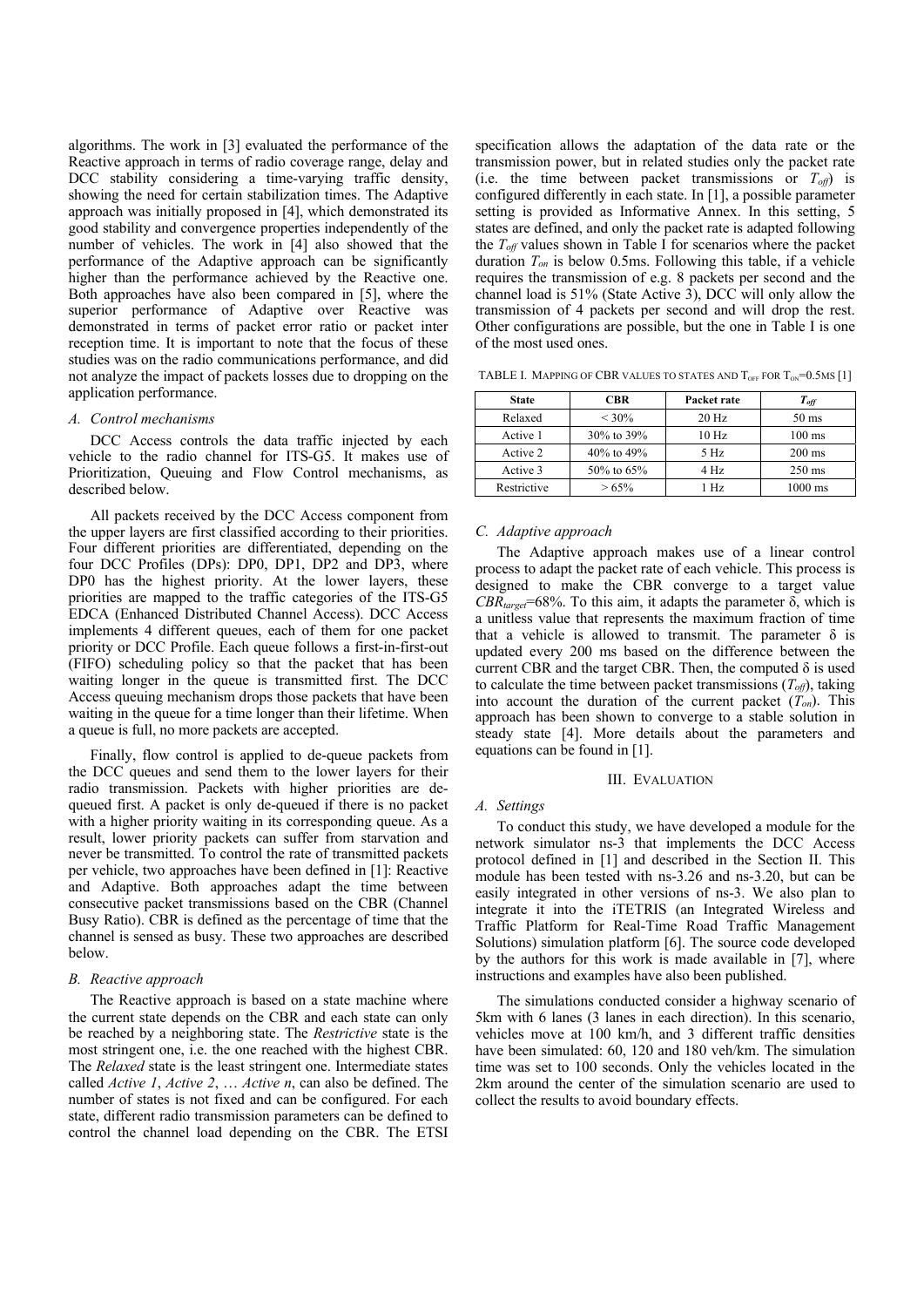algorithms. The work in [3] evaluated the performance of the Reactive approach in terms of radio coverage range, delay and DCC stability considering a time-varying traffic density, showing the need for certain stabilization times. The Adaptive approach was initially proposed in [4], which demonstrated its good stability and convergence properties independently of the number of vehicles. The work in [4] also showed that the performance of the Adaptive approach can be significantly higher than the performance achieved by the Reactive one. Both approaches have also been compared in [5], where the superior performance of Adaptive over Reactive was demonstrated in terms of packet error ratio or packet inter reception time. It is important to note that the focus of these studies was on the radio communications performance, and did not analyze the impact of packets losses due to dropping on the application performance.

### *A. Control mechanisms*

DCC Access controls the data traffic injected by each vehicle to the radio channel for ITS-G5. It makes use of Prioritization, Queuing and Flow Control mechanisms, as described below.

All packets received by the DCC Access component from the upper layers are first classified according to their priorities. Four different priorities are differentiated, depending on the four DCC Profiles (DPs): DP0, DP1, DP2 and DP3, where DP0 has the highest priority. At the lower layers, these priorities are mapped to the traffic categories of the ITS-G5 EDCA (Enhanced Distributed Channel Access). DCC Access implements 4 different queues, each of them for one packet priority or DCC Profile. Each queue follows a first-in-first-out (FIFO) scheduling policy so that the packet that has been waiting longer in the queue is transmitted first. The DCC Access queuing mechanism drops those packets that have been waiting in the queue for a time longer than their lifetime. When a queue is full, no more packets are accepted.

Finally, flow control is applied to de-queue packets from the DCC queues and send them to the lower layers for their radio transmission. Packets with higher priorities are de-queued first. A packet is only de-queued if there is no packet with a higher priority waiting in its corresponding queue. As a result, lower priority packets can suffer from starvation and never be transmitted. To control the rate of transmitted packets per vehicle, two approaches have been defined in [1]: Reactive and Adaptive. Both approaches adapt the time between consecutive packet transmissions based on the CBR (Channel Busy Ratio). CBR is defined as the percentage of time that the channel is sensed as busy. These two approaches are described below.

### *B. Reactive approach*

The Reactive approach is based on a state machine where the current state depends on the CBR and each state can only be reached by a neighboring state. The *Restrictive* state is the most stringent one, i.e. the one reached with the highest CBR. The *Relaxed* state is the least stringent one. Intermediate states called *Active 1*, *Active 2*, … *Active n*, can also be defined. The number of states is not fixed and can be configured. For each state, different radio transmission parameters can be defined to control the channel load depending on the CBR. The ETSI specification allows the adaptation of the data rate or the transmission power, but in related studies only the packet rate (i.e. the time between packet transmissions or $T_{off}$) is configured differently in each state. In [1], a possible parameter setting is provided as Informative Annex. In this setting, 5 states are defined, and only the packet rate is adapted following the $T_{off}$ values shown in Table I for scenarios where the packet duration $T_{on}$ is below 0.5ms. Following this table, if a vehicle requires the transmission of e.g. 8 packets per second and the channel load is 51% (State Active 3), DCC will only allow the transmission of 4 packets per second and will drop the rest. Other configurations are possible, but the one in Table I is one of the most used ones.

TABLE I. Mapping of CBR values to states and $T_{OFF}$ for $T_{ON}$=0.5ms [1]

| State | CBR | Packet rate | $T_{off}$ |
|---|---|---|---|
| Relaxed | < 30% | 20 Hz | 50 ms |
| Active 1 | 30% to 39% | 10 Hz | 100 ms |
| Active 2 | 40% to 49% | 5 Hz | 200 ms |
| Active 3 | 50% to 65% | 4 Hz | 250 ms |
| Restrictive | > 65% | 1 Hz | 1000 ms |

### *C. Adaptive approach*

The Adaptive approach makes use of a linear control process to adapt the packet rate of each vehicle. This process is designed to make the CBR converge to a target value $CBR_{target}$=68%. To this aim, it adapts the parameter δ, which is a unitless value that represents the maximum fraction of time that a vehicle is allowed to transmit. The parameter δ is updated every 200 ms based on the difference between the current CBR and the target CBR. Then, the computed δ is used to calculate the time between packet transmissions ($T_{off}$), taking into account the duration of the current packet ($T_{on}$). This approach has been shown to converge to a stable solution in steady state [4]. More details about the parameters and equations can be found in [1].

## III. Evaluation

### *A. Settings*

To conduct this study, we have developed a module for the network simulator ns-3 that implements the DCC Access protocol defined in [1] and described in the Section II. This module has been tested with ns-3.26 and ns-3.20, but can be easily integrated in other versions of ns-3. We also plan to integrate it into the iTETRIS (an Integrated Wireless and Traffic Platform for Real-Time Road Traffic Management Solutions) simulation platform [6]. The source code developed by the authors for this work is made available in [7], where instructions and examples have also been published.

The simulations conducted consider a highway scenario of 5km with 6 lanes (3 lanes in each direction). In this scenario, vehicles move at 100 km/h, and 3 different traffic densities have been simulated: 60, 120 and 180 veh/km. The simulation time was set to 100 seconds. Only the vehicles located in the 2km around the center of the simulation scenario are used to collect the results to avoid boundary effects.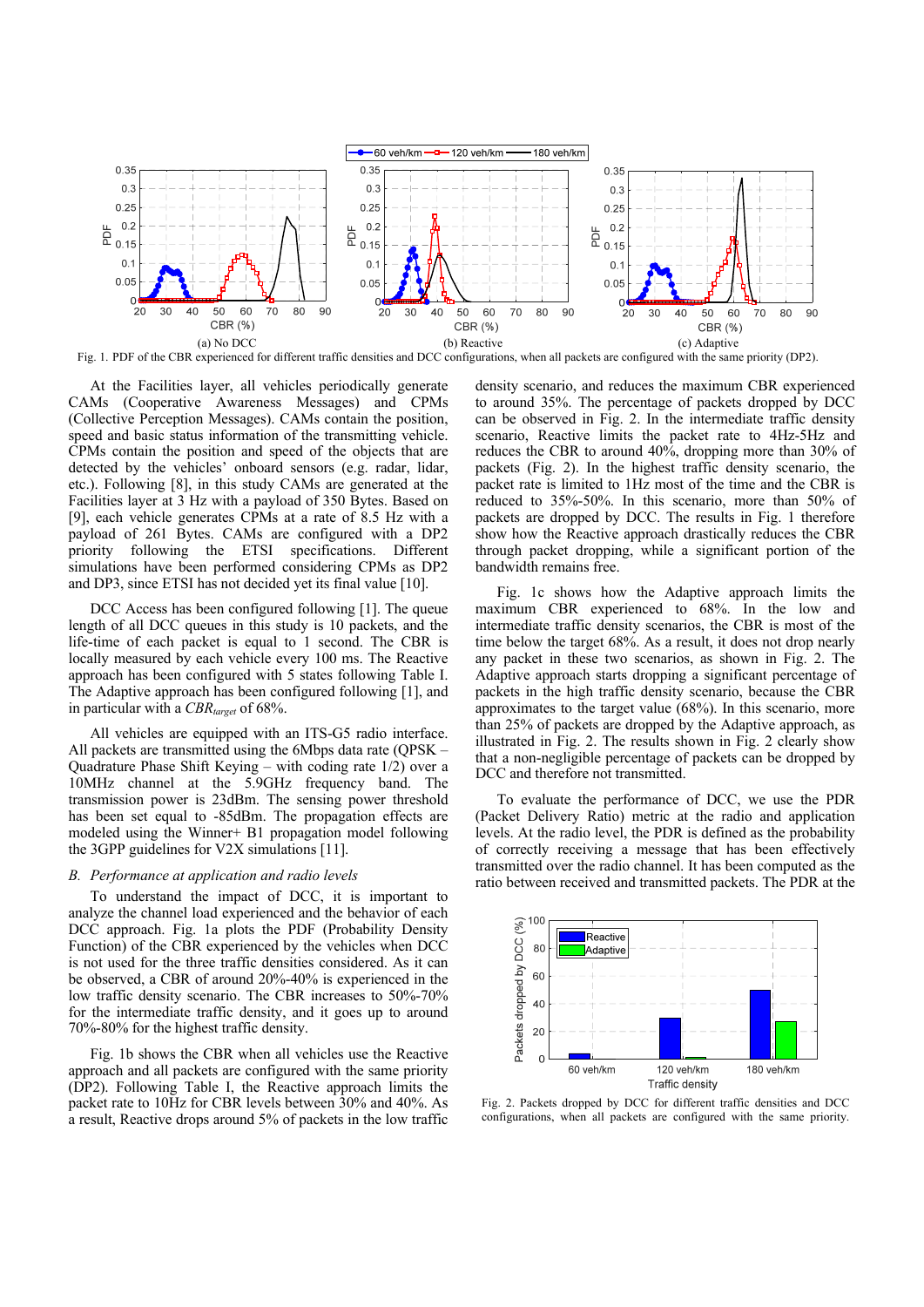Fig. 1. PDF of the CBR experienced for different traffic densities and DCC configurations, when all packets are configured with the same priority (DP2).

At the Facilities layer, all vehicles periodically generate CAMs (Cooperative Awareness Messages) and CPMs (Collective Perception Messages). CAMs contain the position, speed and basic status information of the transmitting vehicle. CPMs contain the position and speed of the objects that are detected by the vehicles' onboard sensors (e.g. radar, lidar, etc.). Following [8], in this study CAMs are generated at the Facilities layer at 3 Hz with a payload of 350 Bytes. Based on [9], each vehicle generates CPMs at a rate of 8.5 Hz with a payload of 261 Bytes. CAMs are configured with a DP2 priority following the ETSI specifications. Different simulations have been performed considering CPMs as DP2 and DP3, since ETSI has not decided yet its final value [10].

DCC Access has been configured following [1]. The queue length of all DCC queues in this study is 10 packets, and the life-time of each packet is equal to 1 second. The CBR is locally measured by each vehicle every 100 ms. The Reactive approach has been configured with 5 states following Table I. The Adaptive approach has been configured following [1], and in particular with a $CBR_{target}$ of 68%.

All vehicles are equipped with an ITS-G5 radio interface. All packets are transmitted using the 6Mbps data rate (QPSK – Quadrature Phase Shift Keying – with coding rate 1/2) over a 10MHz channel at the 5.9GHz frequency band. The transmission power is 23dBm. The sensing power threshold has been set equal to -85dBm. The propagation effects are modeled using the Winner+ B1 propagation model following the 3GPP guidelines for V2X simulations [11].

### *B. Performance at application and radio levels*

To understand the impact of DCC, it is important to analyze the channel load experienced and the behavior of each DCC approach. Fig. 1a plots the PDF (Probability Density Function) of the CBR experienced by the vehicles when DCC is not used for the three traffic densities considered. As it can be observed, a CBR of around 20%-40% is experienced in the low traffic density scenario. The CBR increases to 50%-70% for the intermediate traffic density, and it goes up to around 70%-80% for the highest traffic density.

Fig. 1b shows the CBR when all vehicles use the Reactive approach and all packets are configured with the same priority (DP2). Following Table I, the Reactive approach limits the packet rate to 10Hz for CBR levels between 30% and 40%. As a result, Reactive drops around 5% of packets in the low traffic density scenario, and reduces the maximum CBR experienced to around 35%. The percentage of packets dropped by DCC can be observed in Fig. 2. In the intermediate traffic density scenario, Reactive limits the packet rate to 4Hz-5Hz and reduces the CBR to around 40%, dropping more than 30% of packets (Fig. 2). In the highest traffic density scenario, the packet rate is limited to 1Hz most of the time and the CBR is reduced to 35%-50%. In this scenario, more than 50% of packets are dropped by DCC. The results in Fig. 1 therefore show how the Reactive approach drastically reduces the CBR through packet dropping, while a significant portion of the bandwidth remains free.

Fig. 1c shows how the Adaptive approach limits the maximum CBR experienced to 68%. In the low and intermediate traffic density scenarios, the CBR is most of the time below the target 68%. As a result, it does not drop nearly any packet in these two scenarios, as shown in Fig. 2. The Adaptive approach starts dropping a significant percentage of packets in the high traffic density scenario, because the CBR approximates to the target value (68%). In this scenario, more than 25% of packets are dropped by the Adaptive approach, as illustrated in Fig. 2. The results shown in Fig. 2 clearly show that a non-negligible percentage of packets can be dropped by DCC and therefore not transmitted.

To evaluate the performance of DCC, we use the PDR (Packet Delivery Ratio) metric at the radio and application levels. At the radio level, the PDR is defined as the probability of correctly receiving a message that has been effectively transmitted over the radio channel. It has been computed as the ratio between received and transmitted packets. The PDR at the

Fig. 2. Packets dropped by DCC for different traffic densities and DCC configurations, when all packets are configured with the same priority.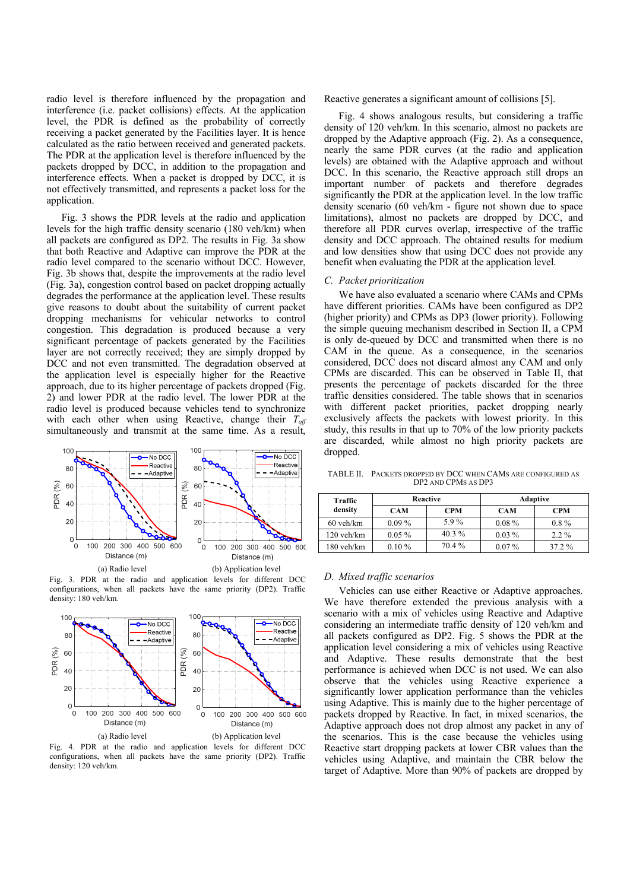radio level is therefore influenced by the propagation and interference (i.e. packet collisions) effects. At the application level, the PDR is defined as the probability of correctly receiving a packet generated by the Facilities layer. It is hence calculated as the ratio between received and generated packets. The PDR at the application level is therefore influenced by the packets dropped by DCC, in addition to the propagation and interference effects. When a packet is dropped by DCC, it is not effectively transmitted, and represents a packet loss for the application.

Fig. 3 shows the PDR levels at the radio and application levels for the high traffic density scenario (180 veh/km) when all packets are configured as DP2. The results in Fig. 3a show that both Reactive and Adaptive can improve the PDR at the radio level compared to the scenario without DCC. However, Fig. 3b shows that, despite the improvements at the radio level (Fig. 3a), congestion control based on packet dropping actually degrades the performance at the application level. These results give reasons to doubt about the suitability of current packet dropping mechanisms for vehicular networks to control congestion. This degradation is produced because a very significant percentage of packets generated by the Facilities layer are not correctly received; they are simply dropped by DCC and not even transmitted. The degradation observed at the application level is especially higher for the Reactive approach, due to its higher percentage of packets dropped (Fig. 2) and lower PDR at the radio level. The lower PDR at the radio level is produced because vehicles tend to synchronize with each other when using Reactive, change their $T_{off}$ simultaneously and transmit at the same time. As a result, Reactive generates a significant amount of collisions [5].

Fig. 3. PDR at the radio and application levels for different DCC configurations, when all packets have the same priority (DP2). Traffic density: 180 veh/km.

Fig. 4. PDR at the radio and application levels for different DCC configurations, when all packets have the same priority (DP2). Traffic density: 120 veh/km.

Fig. 4 shows analogous results, but considering a traffic density of 120 veh/km. In this scenario, almost no packets are dropped by the Adaptive approach (Fig. 2). As a consequence, nearly the same PDR curves (at the radio and application levels) are obtained with the Adaptive approach and without DCC. In this scenario, the Reactive approach still drops an important number of packets and therefore degrades significantly the PDR at the application level. In the low traffic density scenario (60 veh/km - figure not shown due to space limitations), almost no packets are dropped by DCC, and therefore all PDR curves overlap, irrespective of the traffic density and DCC approach. The obtained results for medium and low densities show that using DCC does not provide any benefit when evaluating the PDR at the application level.

### C. Packet prioritization

We have also evaluated a scenario where CAMs and CPMs have different priorities. CAMs have been configured as DP2 (higher priority) and CPMs as DP3 (lower priority). Following the simple queuing mechanism described in Section II, a CPM is only de-queued by DCC and transmitted when there is no CAM in the queue. As a consequence, in the scenarios considered, DCC does not discard almost any CAM and only CPMs are discarded. This can be observed in Table II, that presents the percentage of packets discarded for the three traffic densities considered. The table shows that in scenarios with different packet priorities, packet dropping nearly exclusively affects the packets with lowest priority. In this study, this results in that up to 70% of the low priority packets are discarded, while almost no high priority packets are dropped.

TABLE II. PACKETS DROPPED BY DCC WHEN CAMS ARE CONFIGURED AS DP2 AND CPMS AS DP3

| Traffic density | Reactive | | Adaptive | |
|---|---|---|---|---|
| | CAM | CPM | CAM | CPM |
| 60 veh/km | 0.09 % | 5.9 % | 0.08 % | 0.8 % |
| 120 veh/km | 0.05 % | 40.3 % | 0.03 % | 2.2 % |
| 180 veh/km | 0.10 % | 70.4 % | 0.07 % | 37.2 % |

### D. Mixed traffic scenarios

Vehicles can use either Reactive or Adaptive approaches. We have therefore extended the previous analysis with a scenario with a mix of vehicles using Reactive and Adaptive considering an intermediate traffic density of 120 veh/km and all packets configured as DP2. Fig. 5 shows the PDR at the application level considering a mix of vehicles using Reactive and Adaptive. These results demonstrate that the best performance is achieved when DCC is not used. We can also observe that the vehicles using Reactive experience a significantly lower application performance than the vehicles using Adaptive. This is mainly due to the higher percentage of packets dropped by Reactive. In fact, in mixed scenarios, the Adaptive approach does not drop almost any packet in any of the scenarios. This is the case because the vehicles using Reactive start dropping packets at lower CBR values than the vehicles using Adaptive, and maintain the CBR below the target of Adaptive. More than 90% of packets are dropped by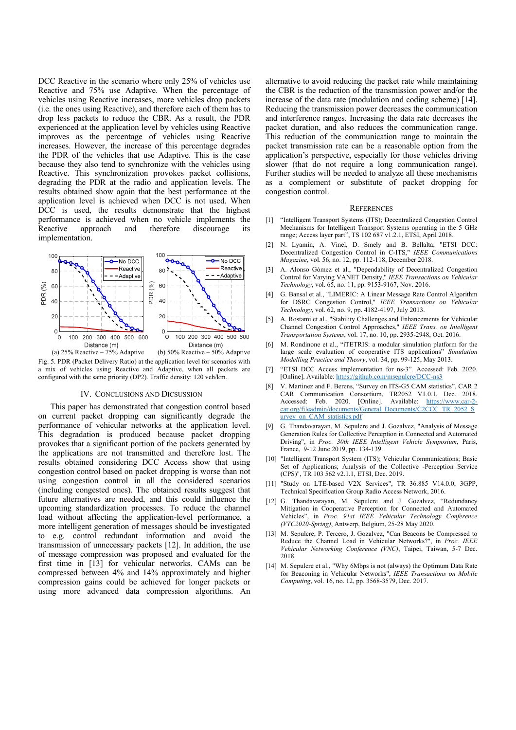DCC Reactive in the scenario where only 25% of vehicles use Reactive and 75% use Adaptive. When the percentage of vehicles using Reactive increases, more vehicles drop packets (i.e. the ones using Reactive), and therefore each of them has to drop less packets to reduce the CBR. As a result, the PDR experienced at the application level by vehicles using Reactive improves as the percentage of vehicles using Reactive increases. However, the increase of this percentage degrades the PDR of the vehicles that use Adaptive. This is the case because they also tend to synchronize with the vehicles using Reactive. This synchronization provokes packet collisions, degrading the PDR at the radio and application levels. The results obtained show again that the best performance at the application level is achieved when DCC is not used. When DCC is used, the results demonstrate that the highest performance is achieved when no vehicle implements the Reactive approach and therefore discourage its implementation.

PDR (%)
100
80
60
40
20
0
0 100 200 300 400 500 600
Distance (m)
No DCC
Reactive
Adaptive
(a) 25% Reactive – 75% Adaptive

PDR (%)
100
80
60
40
20
0
0 100 200 300 400 500 600
Distance (m)
No DCC
Reactive
Adaptive
(b) 50% Reactive – 50% Adaptive

Fig. 5. PDR (Packet Delivery Ratio) at the application level for scenarios with a mix of vehicles using Reactive and Adaptive, when all packets are configured with the same priority (DP2). Traffic density: 120 veh/km.

## IV. Conclusions and Discussion

This paper has demonstrated that congestion control based on current packet dropping can significantly degrade the performance of vehicular networks at the application level. This degradation is produced because packet dropping provokes that a significant portion of the packets generated by the applications are not transmitted and therefore lost. The results obtained considering DCC Access show that using congestion control based on packet dropping is worse than not using congestion control in all the considered scenarios (including congested ones). The obtained results suggest that future alternatives are needed, and this could influence the upcoming standardization processes. To reduce the channel load without affecting the application-level performance, a more intelligent generation of messages should be investigated to e.g. control redundant information and avoid the transmission of unnecessary packets [12]. In addition, the use of message compression was proposed and evaluated for the first time in [13] for vehicular networks. CAMs can be compressed between 4% and 14% approximately and higher compression gains could be achieved for longer packets or using more advanced data compression algorithms. An alternative to avoid reducing the packet rate while maintaining the CBR is the reduction of the transmission power and/or the increase of the data rate (modulation and coding scheme) [14]. Reducing the transmission power decreases the communication and interference ranges. Increasing the data rate decreases the packet duration, and also reduces the communication range. This reduction of the communication range to maintain the packet transmission rate can be a reasonable option from the application's perspective, especially for those vehicles driving slower (that do not require a long communication range). Further studies will be needed to analyze all these mechanisms as a complement or substitute of packet dropping for congestion control.

## References

[1] "Intelligent Transport Systems (ITS); Decentralized Congestion Control Mechanisms for Intelligent Transport Systems operating in the 5 GHz range; Access layer part", TS 102 687 v1.2.1, ETSI, April 2018.

[2] N. Lyamin, A. Vinel, D. Smely and B. Bellalta, "ETSI DCC: Decentralized Congestion Control in C-ITS," *IEEE Communications Magazine*, vol. 56, no. 12, pp. 112-118, December 2018.

[3] A. Alonso Gómez et al., "Dependability of Decentralized Congestion Control for Varying VANET Density," *IEEE Transactions on Vehicular Technology*, vol. 65, no. 11, pp. 9153-9167, Nov. 2016.

[4] G. Bansal et al., "LIMERIC: A Linear Message Rate Control Algorithm for DSRC Congestion Control," *IEEE Transactions on Vehicular Technology*, vol. 62, no. 9, pp. 4182-4197, July 2013.

[5] A. Rostami et al., "Stability Challenges and Enhancements for Vehicular Channel Congestion Control Approaches," *IEEE Trans. on Intelligent Transportation Systems*, vol. 17, no. 10, pp. 2935-2948, Oct. 2016.

[6] M. Rondinone et al., "iTETRIS: a modular simulation platform for the large scale evaluation of cooperative ITS applications" *Simulation Modelling Practice and Theory*, vol. 34, pp. 99-125, May 2013.

[7] "ETSI DCC Access implementation for ns-3". Accessed: Feb. 2020. [Online]. Available: https://github.com/msepulcre/DCC-ns3

[8] V. Martinez and F. Berens, "Survey on ITS-G5 CAM statistics", CAR 2 CAR Communication Consortium, TR2052 V1.0.1, Dec. 2018. Accessed: Feb. 2020. [Online]. Available: https://www.car-2-car.org/fileadmin/documents/General_Documents/C2CCC_TR_2052_Survey_on_CAM_statistics.pdf

[9] G. Thandavarayan, M. Sepulcre and J. Gozalvez, "Analysis of Message Generation Rules for Collective Perception in Connected and Automated Driving", in *Proc. 30th IEEE Intelligent Vehicle Symposium*, Paris, France, 9-12 June 2019, pp. 134-139.

[10] "Intelligent Transport System (ITS); Vehicular Communications; Basic Set of Applications; Analysis of the Collective -Perception Service (CPS)", TR 103 562 v2.1.1, ETSI, Dec. 2019.

[11] "Study on LTE-based V2X Services", TR 36.885 V14.0.0, 3GPP, Technical Specification Group Radio Access Network, 2016.

[12] G. Thandavarayan, M. Sepulcre and J. Gozalvez, "Redundancy Mitigation in Cooperative Perception for Connected and Automated Vehicles", in *Proc. 91st IEEE Vehicular Technology Conference (VTC2020-Spring)*, Antwerp, Belgium, 25-28 May 2020.

[13] M. Sepulcre, P. Tercero, J. Gozalvez, "Can Beacons be Compressed to Reduce the Channel Load in Vehicular Networks?", in *Proc. IEEE Vehicular Networking Conference (VNC)*, Taipei, Taiwan, 5-7 Dec. 2018.

[14] M. Sepulcre et al., "Why 6Mbps is not (always) the Optimum Data Rate for Beaconing in Vehicular Networks", *IEEE Transactions on Mobile Computing*, vol. 16, no. 12, pp. 3568-3579, Dec. 2017.